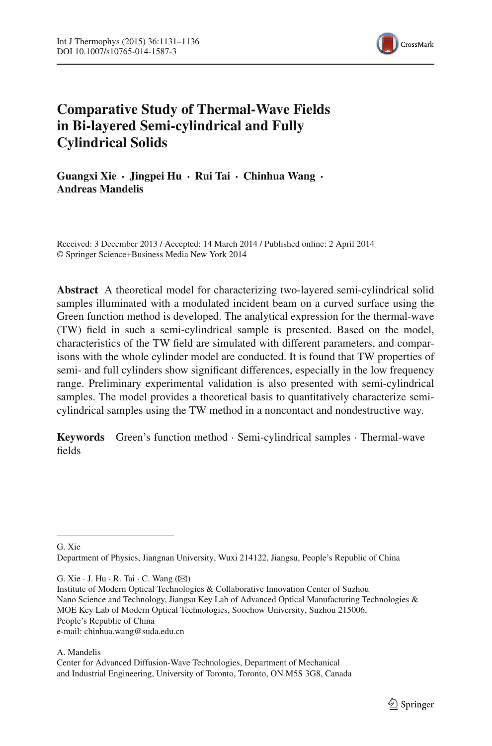# Comparative Study of Thermal-Wave Fields in Bi-layered Semi-cylindrical and Fully Cylindrical Solids

**Guangxi Xie · Jingpei Hu · Rui Tai · Chinhua Wang · Andreas Mandelis**

Received: 3 December 2013 / Accepted: 14 March 2014 / Published online: 2 April 2014
© Springer Science+Business Media New York 2014

**Abstract** A theoretical model for characterizing two-layered semi-cylindrical solid samples illuminated with a modulated incident beam on a curved surface using the Green function method is developed. The analytical expression for the thermal-wave (TW) field in such a semi-cylindrical sample is presented. Based on the model, characteristics of the TW field are simulated with different parameters, and comparisons with the whole cylinder model are conducted. It is found that TW properties of semi- and full cylinders show significant differences, especially in the low frequency range. Preliminary experimental validation is also presented with semi-cylindrical samples. The model provides a theoretical basis to quantitatively characterize semi-cylindrical samples using the TW method in a noncontact and nondestructive way.

**Keywords** Green's function method · Semi-cylindrical samples · Thermal-wave fields

---

G. Xie
Department of Physics, Jiangnan University, Wuxi 214122, Jiangsu, People's Republic of China

G. Xie · J. Hu · R. Tai · C. Wang (✉)
Institute of Modern Optical Technologies & Collaborative Innovation Center of Suzhou Nano Science and Technology, Jiangsu Key Lab of Advanced Optical Manufacturing Technologies & MOE Key Lab of Modern Optical Technologies, Soochow University, Suzhou 215006, People's Republic of China
e-mail: chinhua.wang@suda.edu.cn

A. Mandelis
Center for Advanced Diffusion-Wave Technologies, Department of Mechanical and Industrial Engineering, University of Toronto, Toronto, ON M5S 3G8, Canada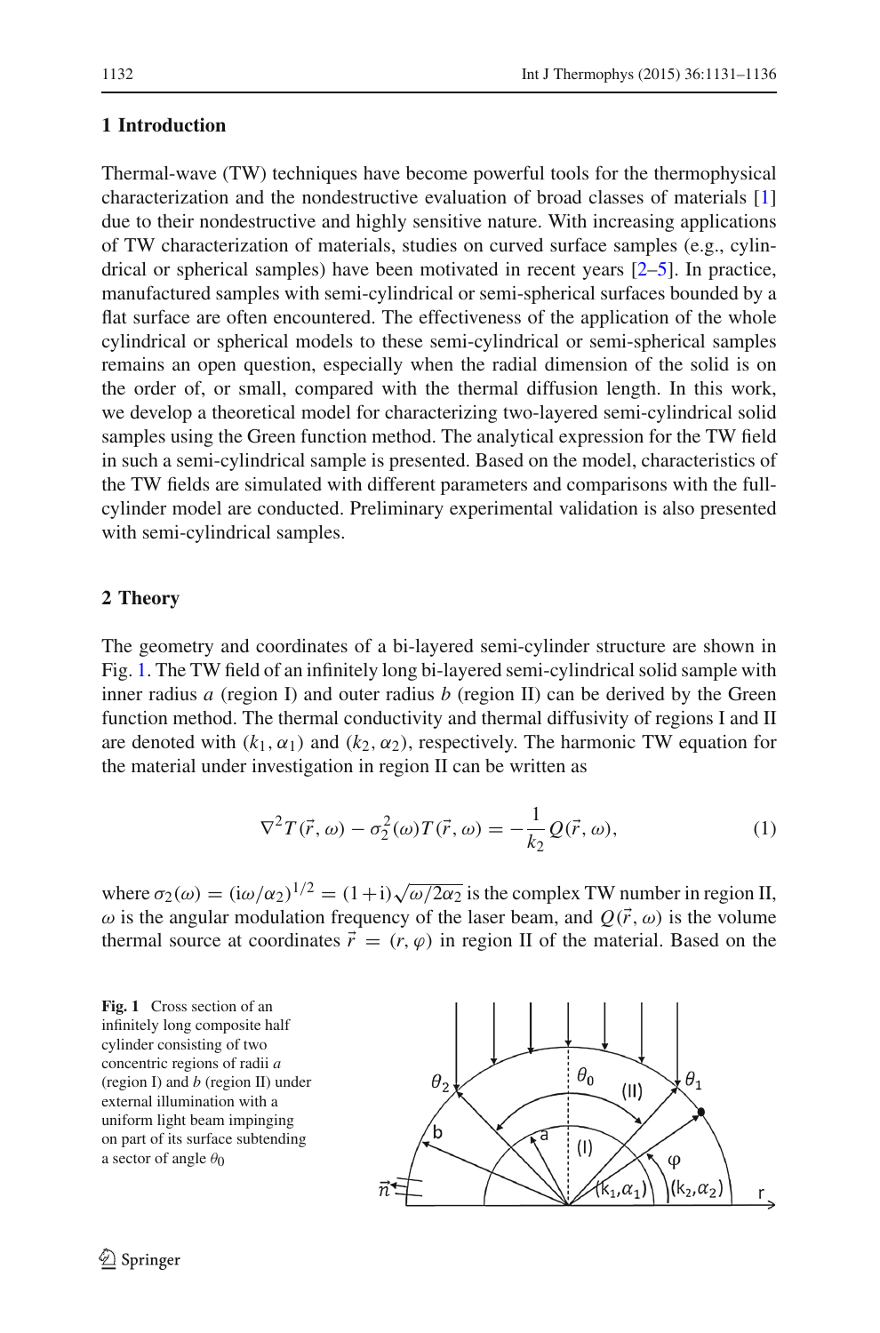## 1 Introduction

Thermal-wave (TW) techniques have become powerful tools for the thermophysical characterization and the nondestructive evaluation of broad classes of materials [1] due to their nondestructive and highly sensitive nature. With increasing applications of TW characterization of materials, studies on curved surface samples (e.g., cylindrical or spherical samples) have been motivated in recent years [2–5]. In practice, manufactured samples with semi-cylindrical or semi-spherical surfaces bounded by a flat surface are often encountered. The effectiveness of the application of the whole cylindrical or spherical models to these semi-cylindrical or semi-spherical samples remains an open question, especially when the radial dimension of the solid is on the order of, or small, compared with the thermal diffusion length. In this work, we develop a theoretical model for characterizing two-layered semi-cylindrical solid samples using the Green function method. The analytical expression for the TW field in such a semi-cylindrical sample is presented. Based on the model, characteristics of the TW fields are simulated with different parameters and comparisons with the full-cylinder model are conducted. Preliminary experimental validation is also presented with semi-cylindrical samples.

## 2 Theory

The geometry and coordinates of a bi-layered semi-cylinder structure are shown in Fig. 1. The TW field of an infinitely long bi-layered semi-cylindrical solid sample with inner radius $a$ (region I) and outer radius $b$ (region II) can be derived by the Green function method. The thermal conductivity and thermal diffusivity of regions I and II are denoted with $(k_1, \alpha_1)$ and $(k_2, \alpha_2)$, respectively. The harmonic TW equation for the material under investigation in region II can be written as

$$\nabla^2 T(\vec{r}, \omega) - \sigma_2^2(\omega) T(\vec{r}, \omega) = -\frac{1}{k_2} Q(\vec{r}, \omega), \tag{1}$$

where $\sigma_2(\omega) = (\mathrm{i}\omega/\alpha_2)^{1/2} = (1+\mathrm{i})\sqrt{\omega/2\alpha_2}$ is the complex TW number in region II, $\omega$ is the angular modulation frequency of the laser beam, and $Q(\vec{r}, \omega)$ is the volume thermal source at coordinates $\vec{r} = (r, \varphi)$ in region II of the material. Based on the

**Fig. 1** Cross section of an infinitely long composite half cylinder consisting of two concentric regions of radii $a$ (region I) and $b$ (region II) under external illumination with a uniform light beam impinging on part of its surface subtending a sector of angle $\theta_0$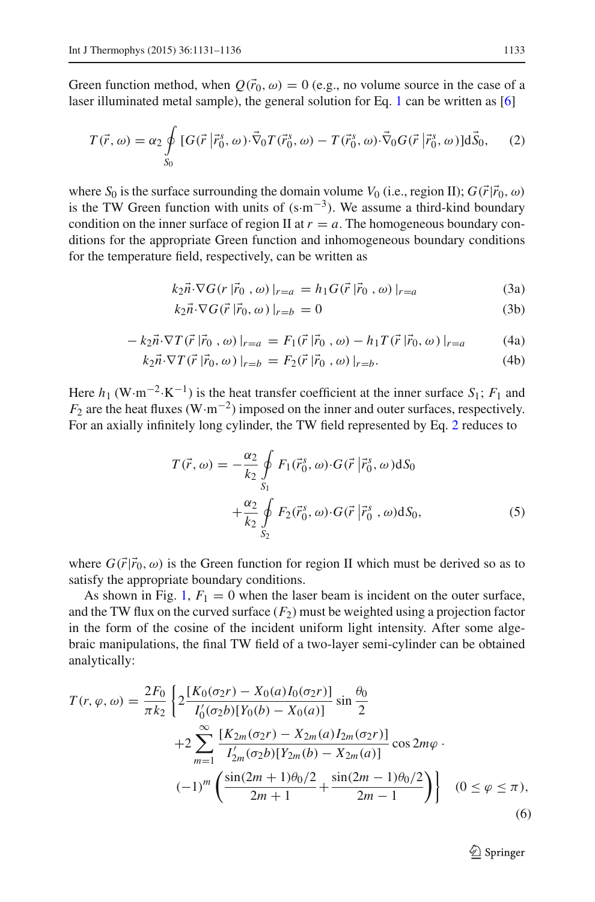Green function method, when $Q(\vec{r}_0, \omega) = 0$ (e.g., no volume source in the case of a laser illuminated metal sample), the general solution for Eq. 1 can be written as [6]

$$T(\vec{r}, \omega) = \alpha_2 \oint_{S_0} [G(\vec{r}\,|\vec{r}_0^s, \omega) \cdot \vec{\nabla}_0 T(\vec{r}_0^s, \omega) - T(\vec{r}_0^s, \omega) \cdot \vec{\nabla}_0 G(\vec{r}\,|\vec{r}_0^s, \omega)] \mathrm{d}\vec{S}_0, \tag{2}$$

where $S_0$ is the surface surrounding the domain volume $V_0$ (i.e., region II); $G(\vec{r}|\vec{r}_0, \omega)$ is the TW Green function with units of ($\mathrm{s{\cdot}m^{-3}}$). We assume a third-kind boundary condition on the inner surface of region II at $r = a$. The homogeneous boundary conditions for the appropriate Green function and inhomogeneous boundary conditions for the temperature field, respectively, can be written as

$$k_2 \vec{n} \cdot \nabla G(r\,|\vec{r}_0\,, \omega)\,|_{r=a} = h_1 G(\vec{r}\,|\vec{r}_0\,, \omega)\,|_{r=a} \tag{3a}$$

$$k_2 \vec{n} \cdot \nabla G(\vec{r}\,|\vec{r}_0, \omega)\,|_{r=b} = 0 \tag{3b}$$

$$-k_2 \vec{n} \cdot \nabla T(\vec{r}\,|\vec{r}_0\,, \omega)\,|_{r=a} = F_1(\vec{r}\,|\vec{r}_0\,, \omega) - h_1 T(\vec{r}\,|\vec{r}_0, \omega)\,|_{r=a} \tag{4a}$$

$$k_2 \vec{n} \cdot \nabla T(\vec{r}\,|\vec{r}_0, \omega)\,|_{r=b} = F_2(\vec{r}\,|\vec{r}_0\,, \omega)\,|_{r=b}. \tag{4b}$$

Here $h_1$ ($\mathrm{W{\cdot}m^{-2}{\cdot}K^{-1}}$) is the heat transfer coefficient at the inner surface $S_1$; $F_1$ and $F_2$ are the heat fluxes ($\mathrm{W{\cdot}m^{-2}}$) imposed on the inner and outer surfaces, respectively. For an axially infinitely long cylinder, the TW field represented by Eq. 2 reduces to

$$T(\vec{r}, \omega) = -\frac{\alpha_2}{k_2} \oint_{S_1} F_1(\vec{r}_0^s, \omega) \cdot G(\vec{r}\,|\vec{r}_0^s, \omega) \mathrm{d}S_0 + \frac{\alpha_2}{k_2} \oint_{S_2} F_2(\vec{r}_0^s, \omega) \cdot G(\vec{r}\,|\vec{r}_0^s\,, \omega) \mathrm{d}S_0, \tag{5}$$

where $G(\vec{r}|\vec{r}_0, \omega)$ is the Green function for region II which must be derived so as to satisfy the appropriate boundary conditions.

As shown in Fig. 1, $F_1 = 0$ when the laser beam is incident on the outer surface, and the TW flux on the curved surface ($F_2$) must be weighted using a projection factor in the form of the cosine of the incident uniform light intensity. After some algebraic manipulations, the final TW field of a two-layer semi-cylinder can be obtained analytically:

$$T(r, \varphi, \omega) = \frac{2F_0}{\pi k_2} \left\{ 2 \frac{[K_0(\sigma_2 r) - X_0(a) I_0(\sigma_2 r)]}{I_0'(\sigma_2 b)[Y_0(b) - X_0(a)]} \sin \frac{\theta_0}{2} + 2 \sum_{m=1}^{\infty} \frac{[K_{2m}(\sigma_2 r) - X_{2m}(a) I_{2m}(\sigma_2 r)]}{I_{2m}'(\sigma_2 b)[Y_{2m}(b) - X_{2m}(a)]} \cos 2m\varphi \cdot (-1)^m \left( \frac{\sin(2m+1)\theta_0/2}{2m+1} + \frac{\sin(2m-1)\theta_0/2}{2m-1} \right) \right\} \quad (0 \le \varphi \le \pi), \tag{6}$$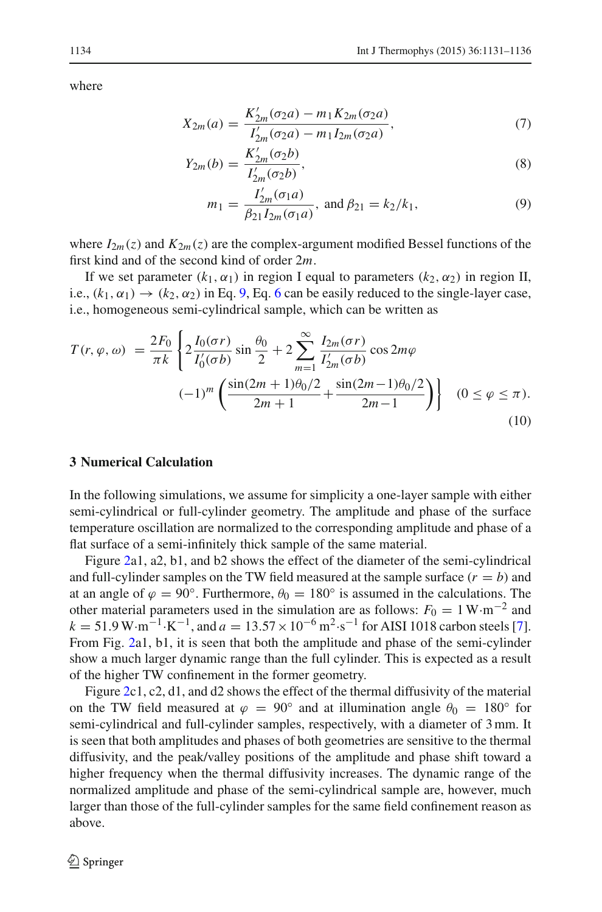where

$$X_{2m}(a) = \frac{K'_{2m}(\sigma_2 a) - m_1 K_{2m}(\sigma_2 a)}{I'_{2m}(\sigma_2 a) - m_1 I_{2m}(\sigma_2 a)}, \tag{7}$$

$$Y_{2m}(b) = \frac{K'_{2m}(\sigma_2 b)}{I'_{2m}(\sigma_2 b)}, \tag{8}$$

$$m_1 = \frac{I'_{2m}(\sigma_1 a)}{\beta_{21} I_{2m}(\sigma_1 a)}, \text{ and } \beta_{21} = k_2/k_1, \tag{9}$$

where $I_{2m}(z)$ and $K_{2m}(z)$ are the complex-argument modified Bessel functions of the first kind and of the second kind of order $2m$.

If we set parameter $(k_1, \alpha_1)$ in region I equal to parameters $(k_2, \alpha_2)$ in region II, i.e., $(k_1, \alpha_1) \rightarrow (k_2, \alpha_2)$ in Eq. 9, Eq. 6 can be easily reduced to the single-layer case, i.e., homogeneous semi-cylindrical sample, which can be written as

$$T(r, \varphi, \omega) = \frac{2F_0}{\pi k} \left\{ 2\frac{I_0(\sigma r)}{I'_0(\sigma b)} \sin\frac{\theta_0}{2} + 2\sum_{m=1}^{\infty} \frac{I_{2m}(\sigma r)}{I'_{2m}(\sigma b)} \cos 2m\varphi \right.$$
$$\left. (-1)^m \left( \frac{\sin(2m+1)\theta_0/2}{2m+1} + \frac{\sin(2m-1)\theta_0/2}{2m-1} \right) \right\} \quad (0 \le \varphi \le \pi). \tag{10}$$

## 3 Numerical Calculation

In the following simulations, we assume for simplicity a one-layer sample with either semi-cylindrical or full-cylinder geometry. The amplitude and phase of the surface temperature oscillation are normalized to the corresponding amplitude and phase of a flat surface of a semi-infinitely thick sample of the same material.

Figure 2a1, a2, b1, and b2 shows the effect of the diameter of the semi-cylindrical and full-cylinder samples on the TW field measured at the sample surface ($r = b$) and at an angle of $\varphi = 90°$. Furthermore, $\theta_0 = 180°$ is assumed in the calculations. The other material parameters used in the simulation are as follows: $F_0 = 1\,\text{W}\cdot\text{m}^{-2}$ and $k = 51.9\,\text{W}\cdot\text{m}^{-1}\cdot\text{K}^{-1}$, and $a = 13.57 \times 10^{-6}\,\text{m}^2\cdot\text{s}^{-1}$ for AISI 1018 carbon steels [7]. From Fig. 2a1, b1, it is seen that both the amplitude and phase of the semi-cylinder show a much larger dynamic range than the full cylinder. This is expected as a result of the higher TW confinement in the former geometry.

Figure 2c1, c2, d1, and d2 shows the effect of the thermal diffusivity of the material on the TW field measured at $\varphi = 90°$ and at illumination angle $\theta_0 = 180°$ for semi-cylindrical and full-cylinder samples, respectively, with a diameter of 3 mm. It is seen that both amplitudes and phases of both geometries are sensitive to the thermal diffusivity, and the peak/valley positions of the amplitude and phase shift toward a higher frequency when the thermal diffusivity increases. The dynamic range of the normalized amplitude and phase of the semi-cylindrical sample are, however, much larger than those of the full-cylinder samples for the same field confinement reason as above.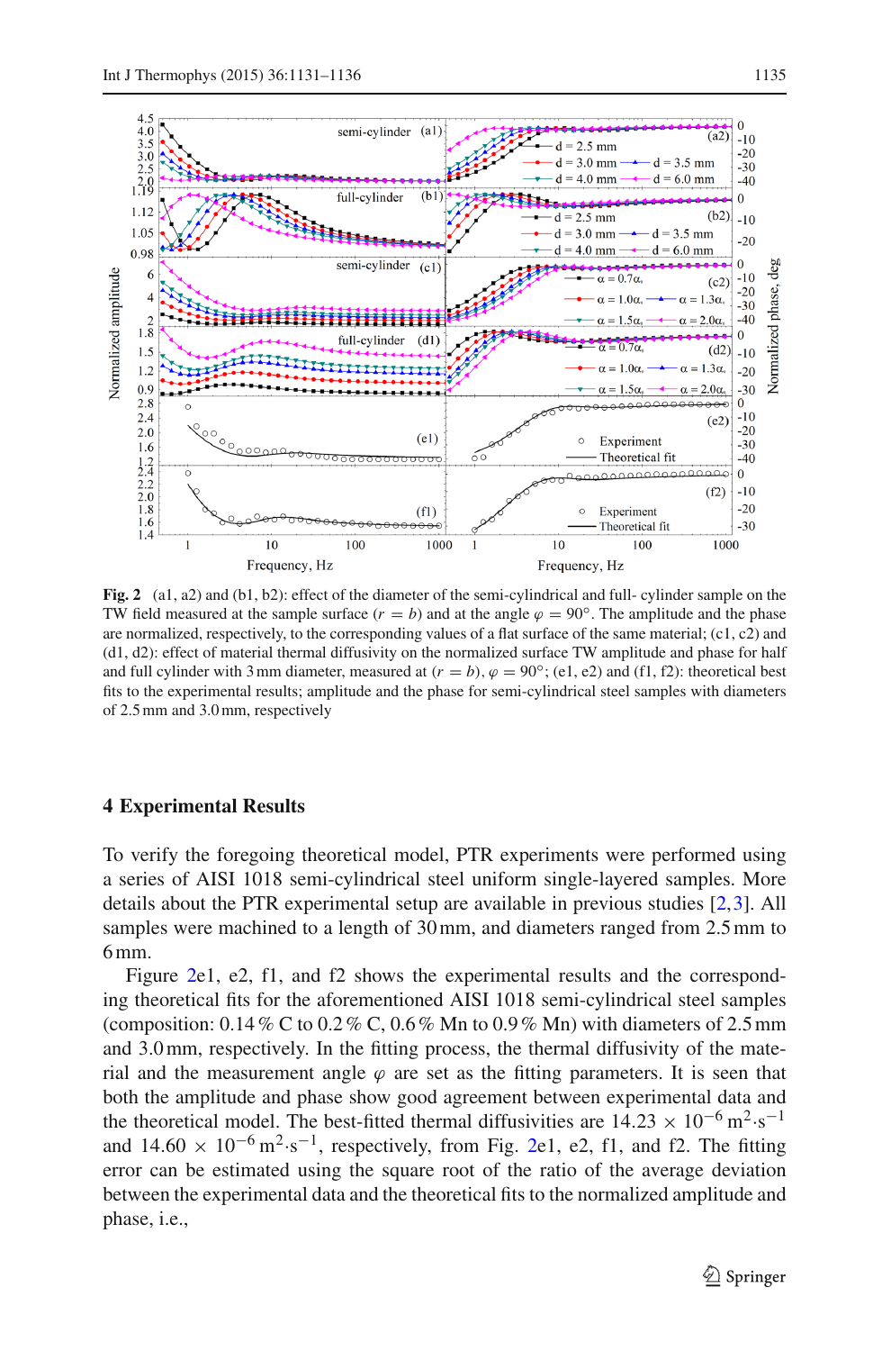**Fig. 2** (a1, a2) and (b1, b2): effect of the diameter of the semi-cylindrical and full- cylinder sample on the TW field measured at the sample surface ($r = b$) and at the angle $\varphi = 90°$. The amplitude and the phase are normalized, respectively, to the corresponding values of a flat surface of the same material; (c1, c2) and (d1, d2): effect of material thermal diffusivity on the normalized surface TW amplitude and phase for half and full cylinder with 3 mm diameter, measured at ($r = b$), $\varphi = 90°$; (e1, e2) and (f1, f2): theoretical best fits to the experimental results; amplitude and the phase for semi-cylindrical steel samples with diameters of 2.5 mm and 3.0 mm, respectively

## 4 Experimental Results

To verify the foregoing theoretical model, PTR experiments were performed using a series of AISI 1018 semi-cylindrical steel uniform single-layered samples. More details about the PTR experimental setup are available in previous studies [2,3]. All samples were machined to a length of 30 mm, and diameters ranged from 2.5 mm to 6 mm.

Figure 2e1, e2, f1, and f2 shows the experimental results and the corresponding theoretical fits for the aforementioned AISI 1018 semi-cylindrical steel samples (composition: 0.14 % C to 0.2 % C, 0.6 % Mn to 0.9 % Mn) with diameters of 2.5 mm and 3.0 mm, respectively. In the fitting process, the thermal diffusivity of the material and the measurement angle $\varphi$ are set as the fitting parameters. It is seen that both the amplitude and phase show good agreement between experimental data and the theoretical model. The best-fitted thermal diffusivities are $14.23 \times 10^{-6}\,\text{m}^2\cdot\text{s}^{-1}$ and $14.60 \times 10^{-6}\,\text{m}^2\cdot\text{s}^{-1}$, respectively, from Fig. 2e1, e2, f1, and f2. The fitting error can be estimated using the square root of the ratio of the average deviation between the experimental data and the theoretical fits to the normalized amplitude and phase, i.e.,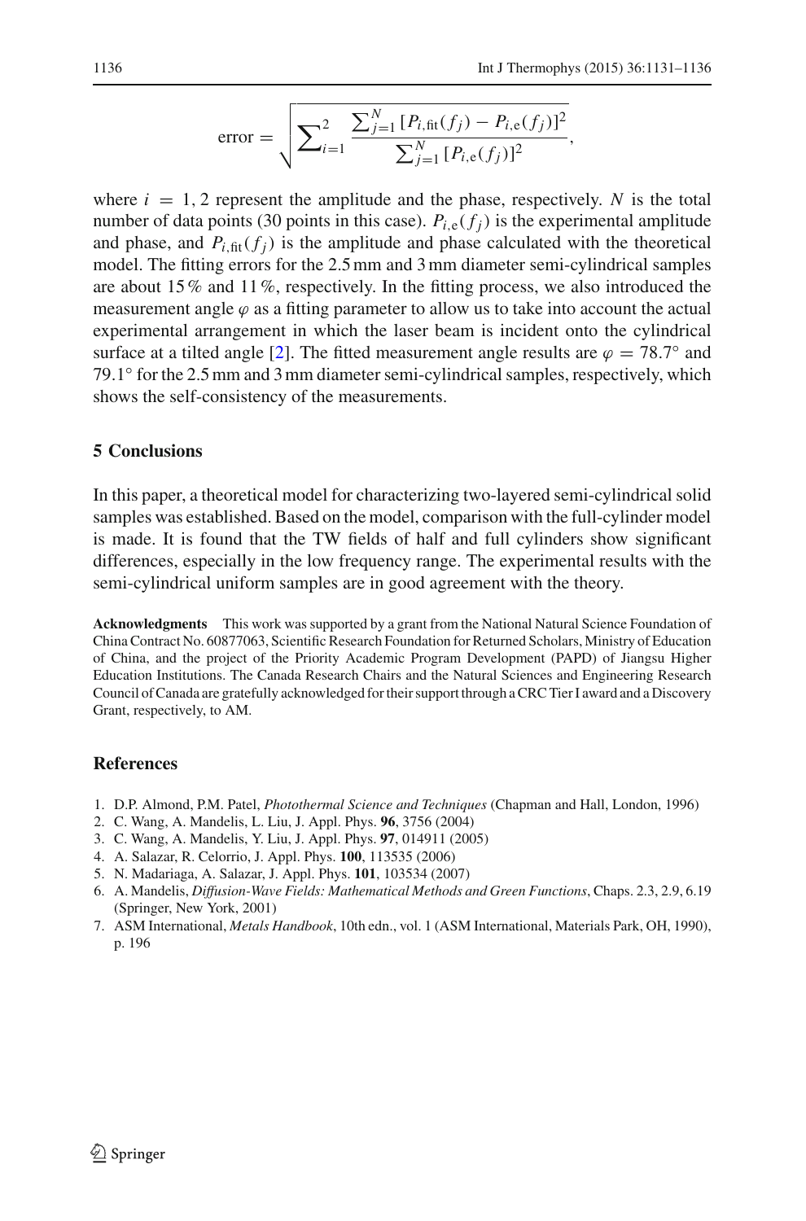$$\text{error} = \sqrt{\sum_{i=1}^{2} \frac{\sum_{j=1}^{N} [P_{i,\text{fit}}(f_j) - P_{i,\text{e}}(f_j)]^2}{\sum_{j=1}^{N} [P_{i,\text{e}}(f_j)]^2}},$$

where $i = 1, 2$ represent the amplitude and the phase, respectively. $N$ is the total number of data points (30 points in this case). $P_{i,\text{e}}(f_j)$ is the experimental amplitude and phase, and $P_{i,\text{fit}}(f_j)$ is the amplitude and phase calculated with the theoretical model. The fitting errors for the 2.5 mm and 3 mm diameter semi-cylindrical samples are about 15 % and 11 %, respectively. In the fitting process, we also introduced the measurement angle $\varphi$ as a fitting parameter to allow us to take into account the actual experimental arrangement in which the laser beam is incident onto the cylindrical surface at a tilted angle [2]. The fitted measurement angle results are $\varphi = 78.7°$ and $79.1°$ for the 2.5 mm and 3 mm diameter semi-cylindrical samples, respectively, which shows the self-consistency of the measurements.

## 5 Conclusions

In this paper, a theoretical model for characterizing two-layered semi-cylindrical solid samples was established. Based on the model, comparison with the full-cylinder model is made. It is found that the TW fields of half and full cylinders show significant differences, especially in the low frequency range. The experimental results with the semi-cylindrical uniform samples are in good agreement with the theory.

**Acknowledgments** This work was supported by a grant from the National Natural Science Foundation of China Contract No. 60877063, Scientific Research Foundation for Returned Scholars, Ministry of Education of China, and the project of the Priority Academic Program Development (PAPD) of Jiangsu Higher Education Institutions. The Canada Research Chairs and the Natural Sciences and Engineering Research Council of Canada are gratefully acknowledged for their support through a CRC Tier I award and a Discovery Grant, respectively, to AM.

## References

1. D.P. Almond, P.M. Patel, *Photothermal Science and Techniques* (Chapman and Hall, London, 1996)
2. C. Wang, A. Mandelis, L. Liu, J. Appl. Phys. **96**, 3756 (2004)
3. C. Wang, A. Mandelis, Y. Liu, J. Appl. Phys. **97**, 014911 (2005)
4. A. Salazar, R. Celorrio, J. Appl. Phys. **100**, 113535 (2006)
5. N. Madariaga, A. Salazar, J. Appl. Phys. **101**, 103534 (2007)
6. A. Mandelis, *Diffusion-Wave Fields: Mathematical Methods and Green Functions*, Chaps. 2.3, 2.9, 6.19 (Springer, New York, 2001)
7. ASM International, *Metals Handbook*, 10th edn., vol. 1 (ASM International, Materials Park, OH, 1990), p. 196